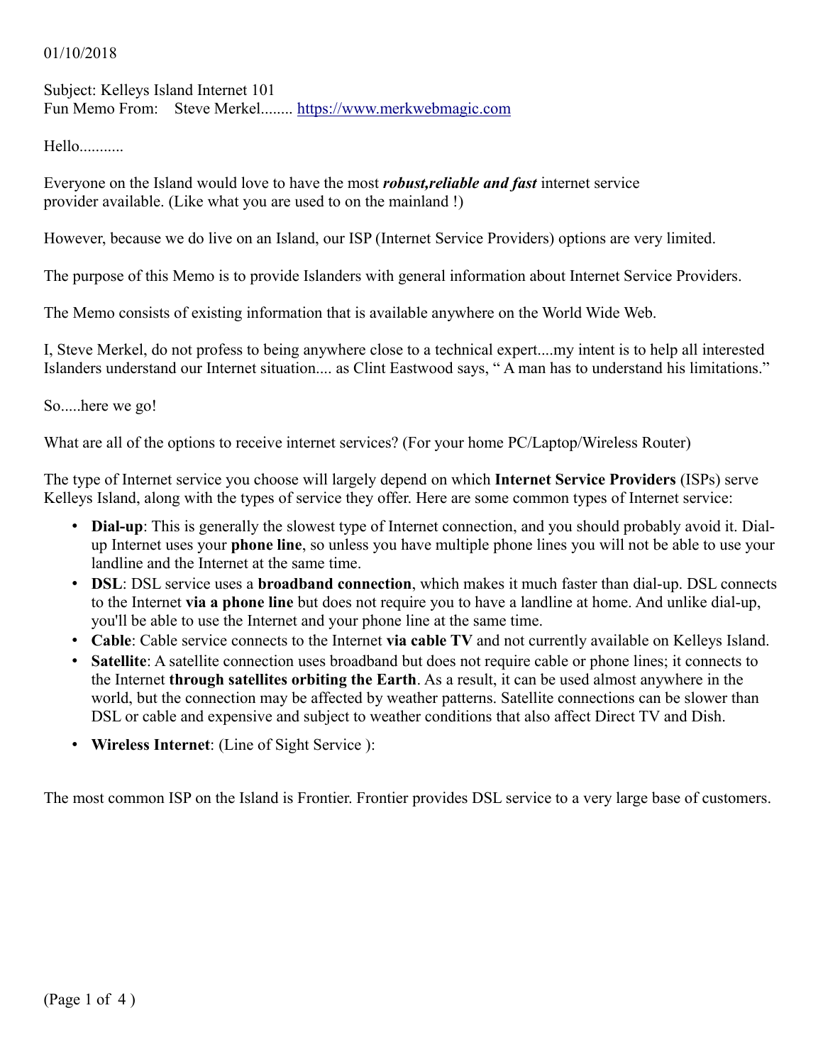01/10/2018

Subject: Kelleys Island Internet 101
Fun Memo From: Steve Merkel........ https://www.merkwebmagic.com

Hello...........

Everyone on the Island would love to have the most ***robust,reliable and fast*** internet service provider available. (Like what you are used to on the mainland !)

However, because we do live on an Island, our ISP (Internet Service Providers) options are very limited.

The purpose of this Memo is to provide Islanders with general information about Internet Service Providers.

The Memo consists of existing information that is available anywhere on the World Wide Web.

I, Steve Merkel, do not profess to being anywhere close to a technical expert....my intent is to help all interested Islanders understand our Internet situation.... as Clint Eastwood says, " A man has to understand his limitations."

So.....here we go!

What are all of the options to receive internet services? (For your home PC/Laptop/Wireless Router)

The type of Internet service you choose will largely depend on which **Internet Service Providers** (ISPs) serve Kelleys Island, along with the types of service they offer. Here are some common types of Internet service:

- **Dial-up**: This is generally the slowest type of Internet connection, and you should probably avoid it. Dial-up Internet uses your **phone line**, so unless you have multiple phone lines you will not be able to use your landline and the Internet at the same time.
- **DSL**: DSL service uses a **broadband connection**, which makes it much faster than dial-up. DSL connects to the Internet **via a phone line** but does not require you to have a landline at home. And unlike dial-up, you'll be able to use the Internet and your phone line at the same time.
- **Cable**: Cable service connects to the Internet **via cable TV** and not currently available on Kelleys Island.
- **Satellite**: A satellite connection uses broadband but does not require cable or phone lines; it connects to the Internet **through satellites orbiting the Earth**. As a result, it can be used almost anywhere in the world, but the connection may be affected by weather patterns. Satellite connections can be slower than DSL or cable and expensive and subject to weather conditions that also affect Direct TV and Dish.
- **Wireless Internet**: (Line of Sight Service ):

The most common ISP on the Island is Frontier. Frontier provides DSL service to a very large base of customers.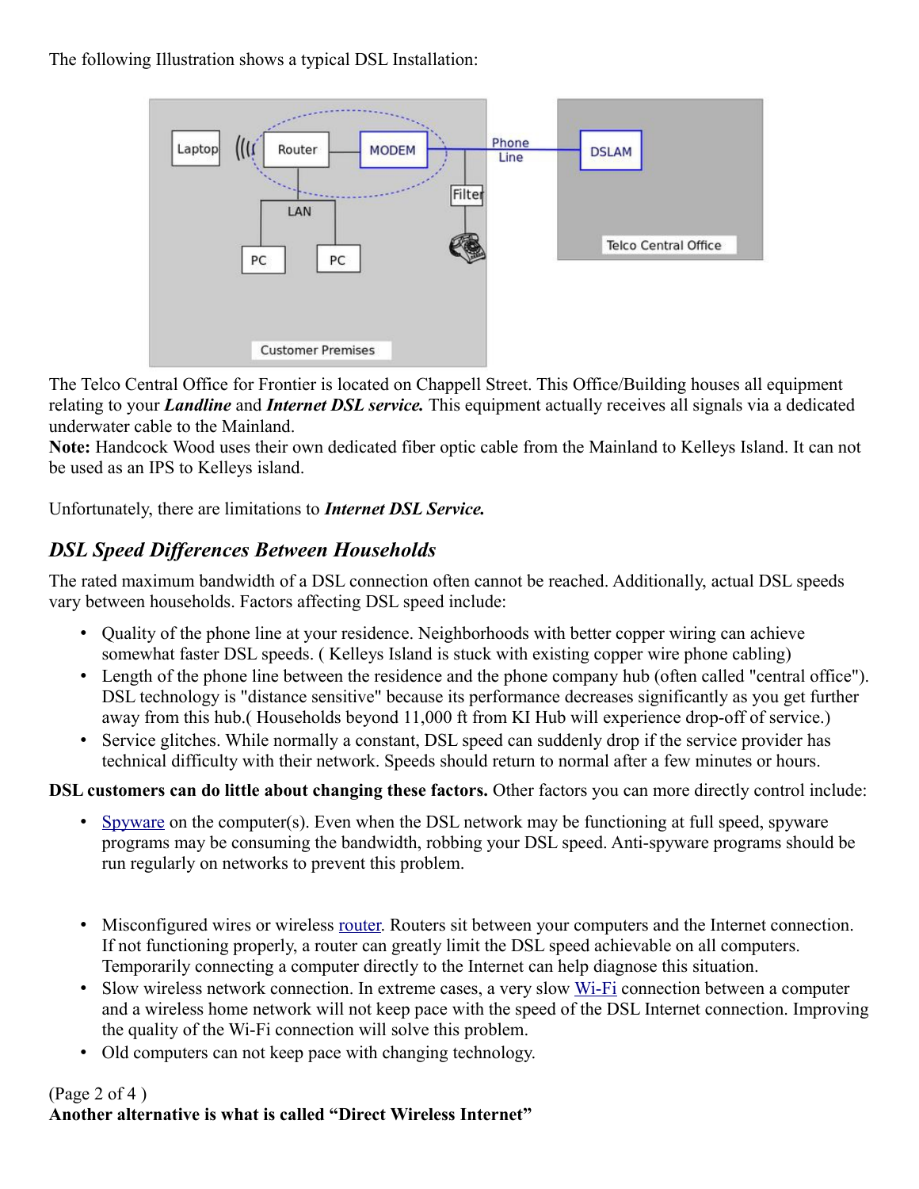The following Illustration shows a typical DSL Installation:

The Telco Central Office for Frontier is located on Chappell Street. This Office/Building houses all equipment relating to your ***Landline*** and ***Internet DSL service.*** This equipment actually receives all signals via a dedicated underwater cable to the Mainland.
**Note:** Handcock Wood uses their own dedicated fiber optic cable from the Mainland to Kelleys Island. It can not be used as an IPS to Kelleys island.

Unfortunately, there are limitations to ***Internet DSL Service.***

## *DSL Speed Differences Between Households*

The rated maximum bandwidth of a DSL connection often cannot be reached. Additionally, actual DSL speeds vary between households. Factors affecting DSL speed include:

- Quality of the phone line at your residence. Neighborhoods with better copper wiring can achieve somewhat faster DSL speeds. ( Kelleys Island is stuck with existing copper wire phone cabling)
- Length of the phone line between the residence and the phone company hub (often called "central office"). DSL technology is "distance sensitive" because its performance decreases significantly as you get further away from this hub.( Households beyond 11,000 ft from KI Hub will experience drop-off of service.)
- Service glitches. While normally a constant, DSL speed can suddenly drop if the service provider has technical difficulty with their network. Speeds should return to normal after a few minutes or hours.

**DSL customers can do little about changing these factors.** Other factors you can more directly control include:

- Spyware on the computer(s). Even when the DSL network may be functioning at full speed, spyware programs may be consuming the bandwidth, robbing your DSL speed. Anti-spyware programs should be run regularly on networks to prevent this problem.

- Misconfigured wires or wireless router. Routers sit between your computers and the Internet connection. If not functioning properly, a router can greatly limit the DSL speed achievable on all computers. Temporarily connecting a computer directly to the Internet can help diagnose this situation.
- Slow wireless network connection. In extreme cases, a very slow Wi-Fi connection between a computer and a wireless home network will not keep pace with the speed of the DSL Internet connection. Improving the quality of the Wi-Fi connection will solve this problem.
- Old computers can not keep pace with changing technology.

**Another alternative is what is called "Direct Wireless Internet"**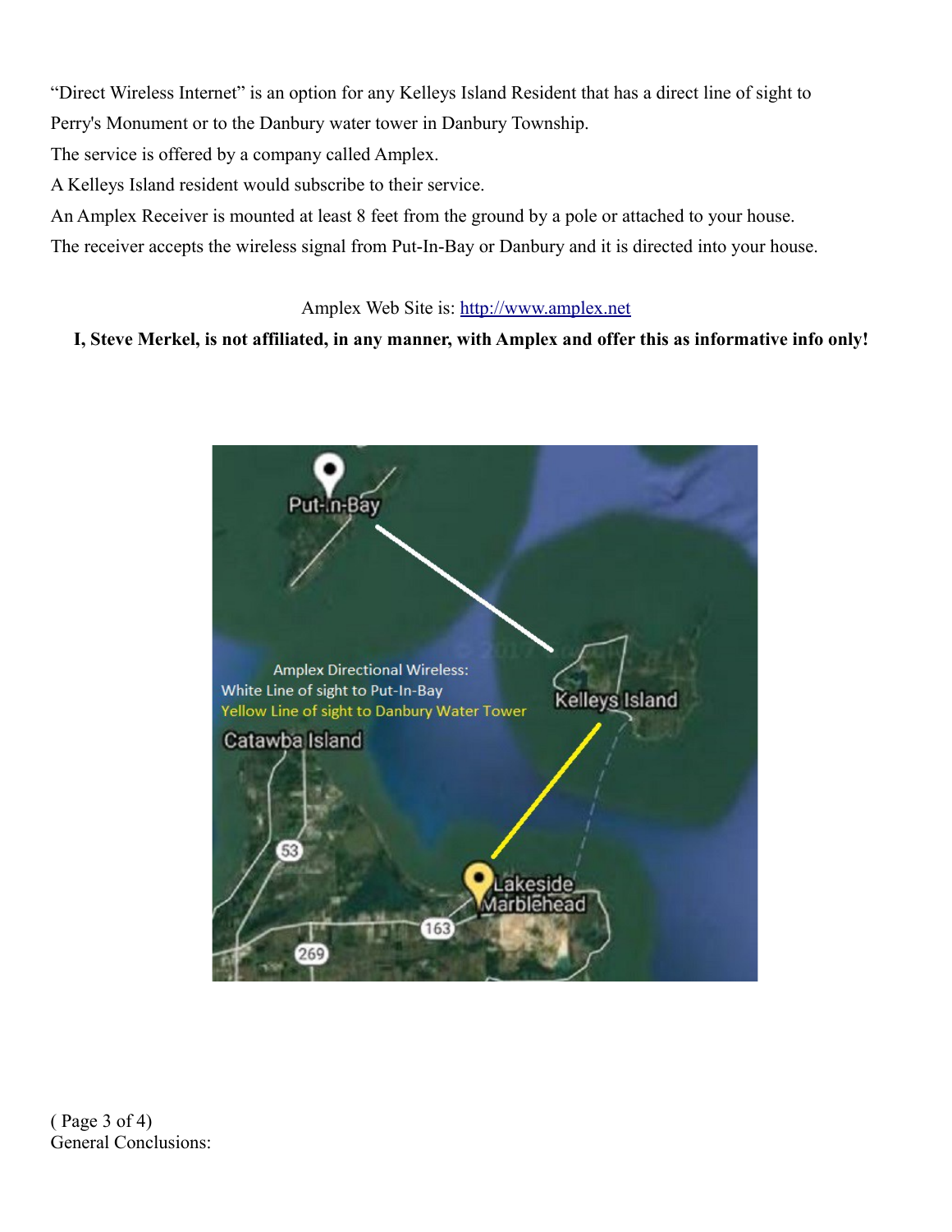"Direct Wireless Internet" is an option for any Kelleys Island Resident that has a direct line of sight to Perry's Monument or to the Danbury water tower in Danbury Township.

The service is offered by a company called Amplex.

A Kelleys Island resident would subscribe to their service.

An Amplex Receiver is mounted at least 8 feet from the ground by a pole or attached to your house.

The receiver accepts the wireless signal from Put-In-Bay or Danbury and it is directed into your house.

Amplex Web Site is: [http://www.amplex.net](http://www.amplex.net)

**I, Steve Merkel, is not affiliated, in any manner, with Amplex and offer this as informative info only!**

General Conclusions: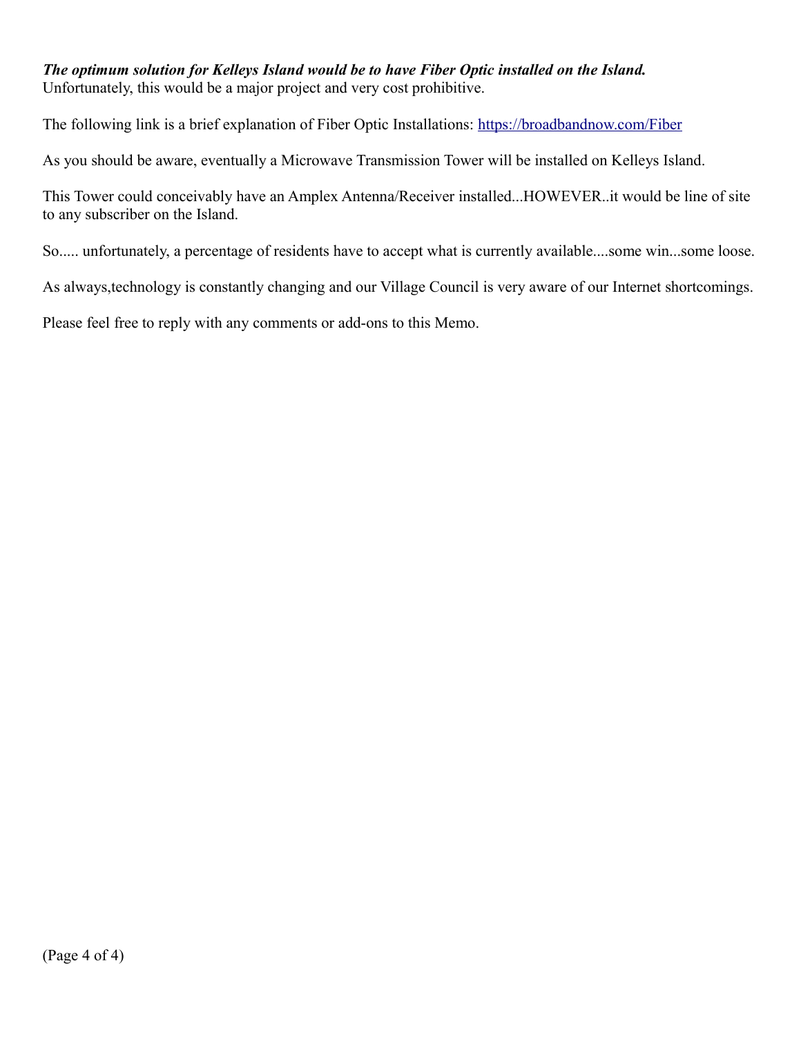***The optimum solution for Kelleys Island would be to have Fiber Optic installed on the Island.***
Unfortunately, this would be a major project and very cost prohibitive.

The following link is a brief explanation of Fiber Optic Installations: [https://broadbandnow.com/Fiber](https://broadbandnow.com/Fiber)

As you should be aware, eventually a Microwave Transmission Tower will be installed on Kelleys Island.

This Tower could conceivably have an Amplex Antenna/Receiver installed...HOWEVER..it would be line of site to any subscriber on the Island.

So..... unfortunately, a percentage of residents have to accept what is currently available....some win...some loose.

As always,technology is constantly changing and our Village Council is very aware of our Internet shortcomings.

Please feel free to reply with any comments or add-ons to this Memo.